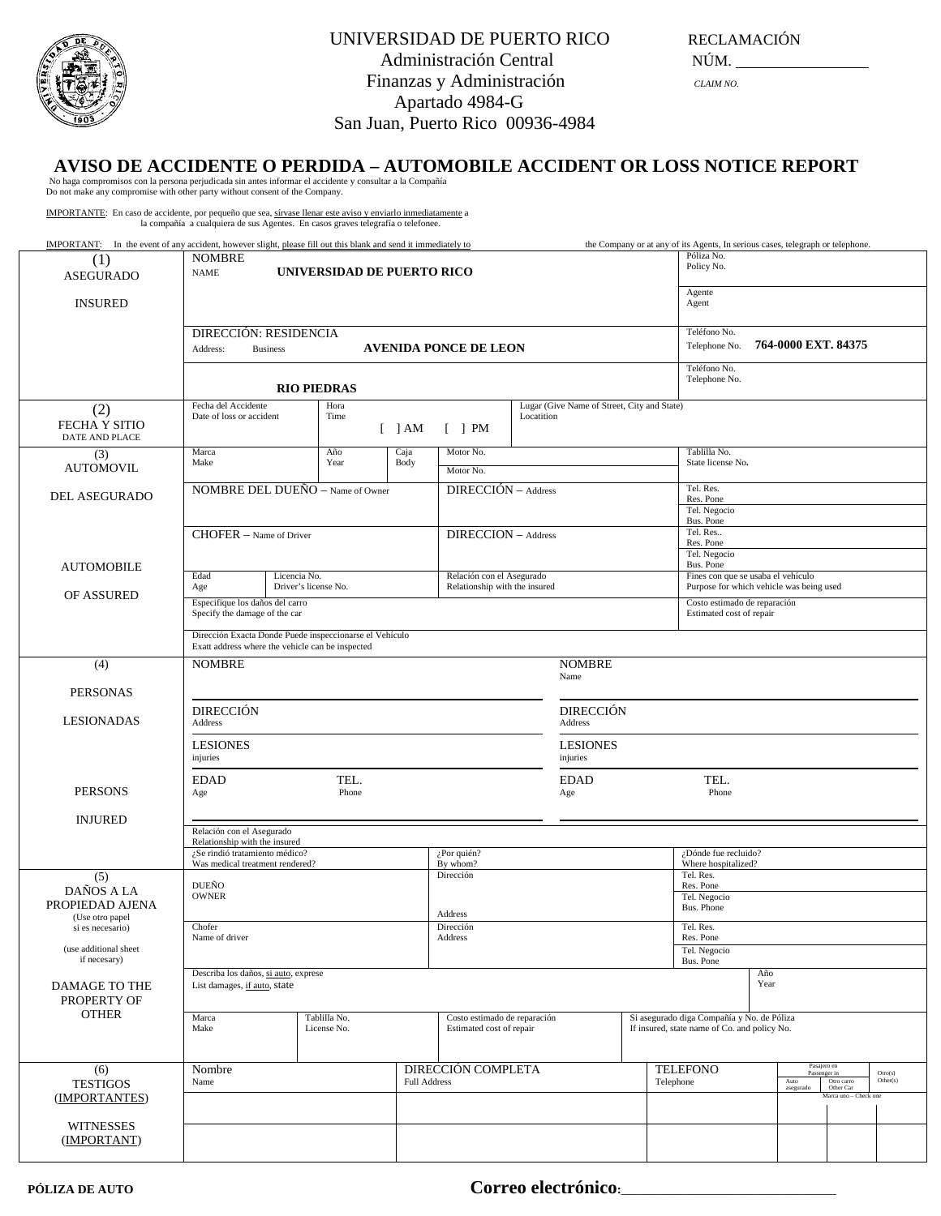UNIVERSIDAD DE PUERTO RICO
Administración Central
Finanzas y Administración
Apartado 4984-G
San Juan, Puerto Rico 00936-4984

RECLAMACIÓN NÚM. ________________
*CLAIM NO.*

# AVISO DE ACCIDENTE O PERDIDA – AUTOMOBILE ACCIDENT OR LOSS NOTICE REPORT

No haga compromisos con la persona perjudicada sin antes informar el accidente y consultar a la Compañía
Do not make any compromise with other party without consent of the Company.

IMPORTANTE: En caso de accidente, por pequeño que sea, sírvase llenar este aviso y enviarlo inmediatamente a la compañía a cualquiera de sus Agentes. En casos graves telegrafía o telefonee.

IMPORTANT: In the event of any accident, however slight, please fill out this blank and send it immediately to the Company or at any of its Agents, In serious cases, telegraph or telephone.

| (1) ASEGURADO / INSURED | | |
|---|---|---|
| NOMBRE / NAME | **UNIVERSIDAD DE PUERTO RICO** | Póliza No. / Policy No. |
| | | Agente / Agent |
| DIRECCIÓN: RESIDENCIA / Address: Business | **AVENIDA PONCE DE LEON** | Teléfono No. / Telephone No. **764-0000 EXT. 84375** |
| | **RIO PIEDRAS** | Teléfono No. / Telephone No. |

| (2) FECHA Y SITIO / DATE AND PLACE | | |
|---|---|---|
| Fecha del Accidente / Date of loss or accident | Hora / Time [ ] AM [ ] PM | Lugar (Give Name of Street, City and State) / Locatition |

| (3) AUTOMOVIL DEL ASEGURADO / AUTOMOBILE OF ASSURED | | | | |
|---|---|---|---|---|
| Marca / Make | Año / Year | Caja / Body | Motor No. / Motor No. | Tablilla No. / State license No. |
| NOMBRE DEL DUEÑO – Name of Owner | | | DIRECCIÓN – Address | Tel. Res. / Res. Pone; Tel. Negocio / Bus. Pone |
| CHOFER – Name of Driver | | | DIRECCION – Address | Tel. Res.. / Res. Pone; Tel. Negocio / Bus. Pone |
| Edad / Age | Licencia No. / Driver's license No. | | Relación con el Asegurado / Relationship with the insured | Fines con que se usaba el vehículo / Purpose for which vehicle was being used |
| Especifique los daños del carro / Specify the damage of the car | | | | Costo estimado de reparación / Estimated cost of repair |
| Dirección Exacta Donde Puede inspeccionarse el Vehículo / Exatt address where the vehicle can be inspected | | | | |

| (4) PERSONAS LESIONADAS / PERSONS INJURED | | |
|---|---|---|
| NOMBRE / Name | NOMBRE / Name | |
| DIRECCIÓN / Address | DIRECCIÓN / Address | |
| LESIONES / injuries | LESIONES / injuries | |
| EDAD / Age TEL. / Phone | EDAD / Age TEL. / Phone | |
| Relación con el Asegurado / Relationship with the insured | | |
| ¿Se rindió tratamiento médico? / Was medical treatment rendered? | ¿Por quién? / By whom? | ¿Dónde fue recluido? / Where hospitalized? |

| (5) DAÑOS A LA PROPIEDAD AJENA (Use otro papel si es necesario) (use additional sheet if necesary) / DAMAGE TO THE PROPERTY OF OTHER | | | |
|---|---|---|---|
| DUEÑO / OWNER | | Dirección / Address | Tel. Res. / Res. Pone; Tel. Negocio / Bus. Phone |
| Chofer / Name of driver | | Dirección / Address | Tel. Res. / Res. Pone; Tel. Negocio / Bus. Pone |
| Describa los daños, si auto, exprese / List damages, if auto, state | | | Año / Year |
| Marca / Make | Tablilla No. / License No. | Costo estimado de reparación / Estimated cost of repair | Si asegurado diga Compañía y No. de Póliza / If insured, state name of Co. and policy No. |

| (6) TESTIGOS (IMPORTANTES) / WITNESSES (IMPORTANT) | | | Pasajero en / Passenger in: Auto asegurado | Otro carro / Other Car | Otro(s) / Other(s) |
|---|---|---|---|---|---|
| Nombre / Name | DIRECCIÓN COMPLETA / Full Address | TELEFONO / Telephone | Marca uno – Check one | | |
| | | | | | |
| | | | | | |

**PÓLIZA DE AUTO**

**Correo electrónico:**_____________________________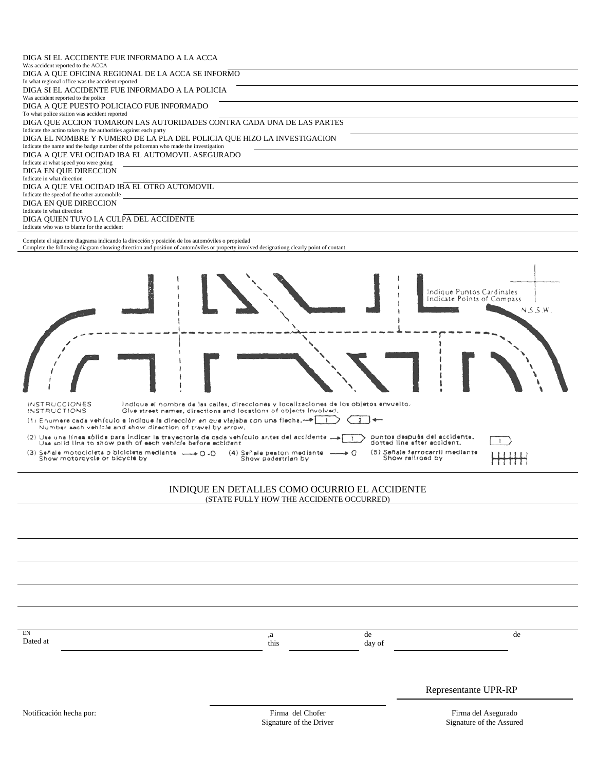DIGA SI EL ACCIDENTE FUE INFORMADO A LA ACCA
Was accident reported to the ACCA

DIGA A QUE OFICINA REGIONAL DE LA ACCA SE INFORMO
In what regional office was the accident reported

DIGA SI EL ACCIDENTE FUE INFORMADO A LA POLICIA
Was accident reported to the police

DIGA A QUE PUESTO POLICIACO FUE INFORMADO
To what police station was accident reported

DIGA QUE ACCION TOMARON LAS AUTORIDADES CONTRA CADA UNA DE LAS PARTES
Indicate the actino taken by the authorities against each party

DIGA EL NOMBRE Y NUMERO DE LA PLA DEL POLICIA QUE HIZO LA INVESTIGACION
Indicate the name and the badge number of the policeman who made the investigation

DIGA A QUE VELOCIDAD IBA EL AUTOMOVIL ASEGURADO
Indicate at what speed you were going

DIGA EN QUE DIRECCION
Indicate in what direction

DIGA A QUE VELOCIDAD IBA EL OTRO AUTOMOVIL
Indicate the speed of the other automobile

DIGA EN QUE DIRECCION
Indicate in what direction

DIGA QUIEN TUVO LA CULPA DEL ACCIDENTE
Indicate who was to blame for the accident

Complete el siguiente diagrama indicando la dirección y posición de los automóviles o propiedad
Complete the following diagram showing direction and position of automóviles or property involved designationg clearly point of contant.

Indique Puntos Cardinales
Indicate Points of Compass
N.S.S.W.

INSTRUCCIONES Indique el nombre de las calles, direcciones y localizaciones de los objetos envuelto.
INSTRUCTIONS Give street names, directions and locations of objects involved.

(1) Enumere cada vehículo e indique la dirección en que viajaba con una flecha. 1 2
Number each vehicle and show direction of travel by arrow.

(2) Use una línea sólida para indicar la trayectoria de cada vehículo antes del accidente 1 puntos después del accidente. 1
Use solid line to show path of each vehicle before accident dotted line after accident.

(3) Señale motocicleta o bicicleta mediante O-O
Show motorcycle or bicycle by

(4) Señale peaton mediante O
Show pedestrian by

(5) Señale ferrocarril mediante
Show railroad by

INDIQUE EN DETALLES COMO OCURRIO EL ACCIDENTE
(STATE FULLY HOW THE ACCIDENTE OCCURRED)

EN ,a de de
Dated at this day of

Representante UPR-RP

Notificación hecha por:

Firma del Chofer
Signature of the Driver

Firma del Asegurado
Signature of the Assured